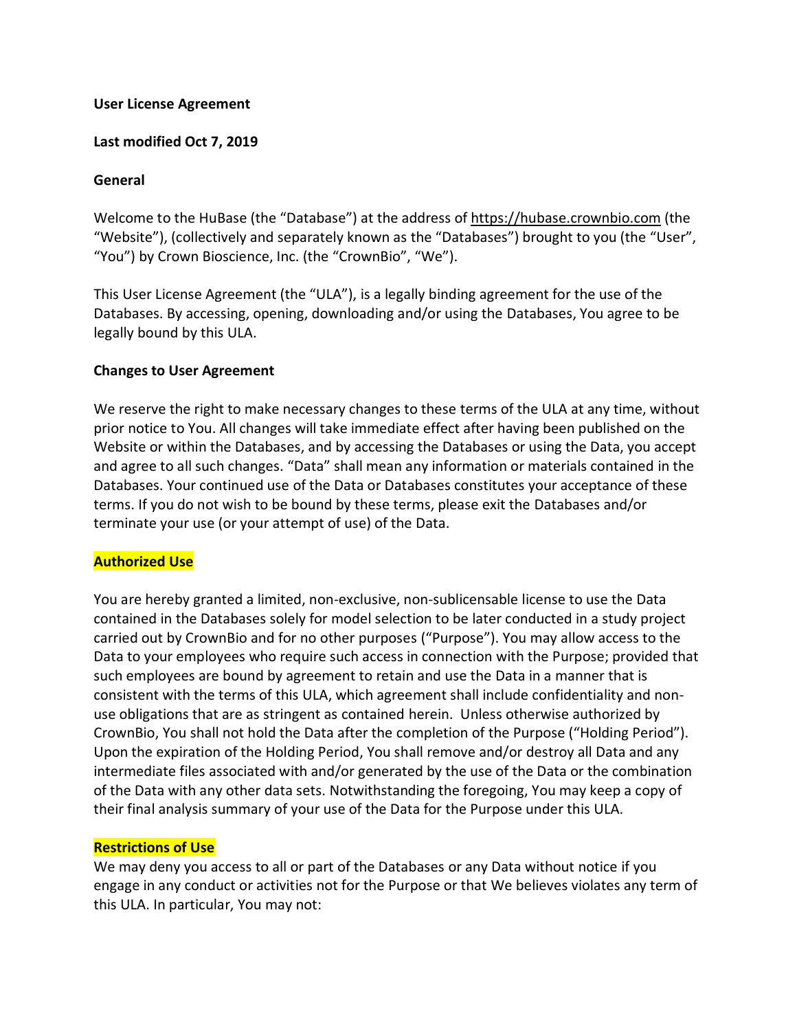**User License Agreement**

**Last modified Oct 7, 2019**

**General**

Welcome to the HuBase (the "Database") at the address of https://hubase.crownbio.com (the "Website"), (collectively and separately known as the "Databases") brought to you (the "User", "You") by Crown Bioscience, Inc. (the "CrownBio", "We").

This User License Agreement (the "ULA"), is a legally binding agreement for the use of the Databases. By accessing, opening, downloading and/or using the Databases, You agree to be legally bound by this ULA.

**Changes to User Agreement**

We reserve the right to make necessary changes to these terms of the ULA at any time, without prior notice to You. All changes will take immediate effect after having been published on the Website or within the Databases, and by accessing the Databases or using the Data, you accept and agree to all such changes. "Data" shall mean any information or materials contained in the Databases. Your continued use of the Data or Databases constitutes your acceptance of these terms. If you do not wish to be bound by these terms, please exit the Databases and/or terminate your use (or your attempt of use) of the Data.

**Authorized Use**

You are hereby granted a limited, non-exclusive, non-sublicensable license to use the Data contained in the Databases solely for model selection to be later conducted in a study project carried out by CrownBio and for no other purposes ("Purpose"). You may allow access to the Data to your employees who require such access in connection with the Purpose; provided that such employees are bound by agreement to retain and use the Data in a manner that is consistent with the terms of this ULA, which agreement shall include confidentiality and non-use obligations that are as stringent as contained herein. Unless otherwise authorized by CrownBio, You shall not hold the Data after the completion of the Purpose ("Holding Period"). Upon the expiration of the Holding Period, You shall remove and/or destroy all Data and any intermediate files associated with and/or generated by the use of the Data or the combination of the Data with any other data sets. Notwithstanding the foregoing, You may keep a copy of their final analysis summary of your use of the Data for the Purpose under this ULA.

**Restrictions of Use**

We may deny you access to all or part of the Databases or any Data without notice if you engage in any conduct or activities not for the Purpose or that We believes violates any term of this ULA. In particular, You may not: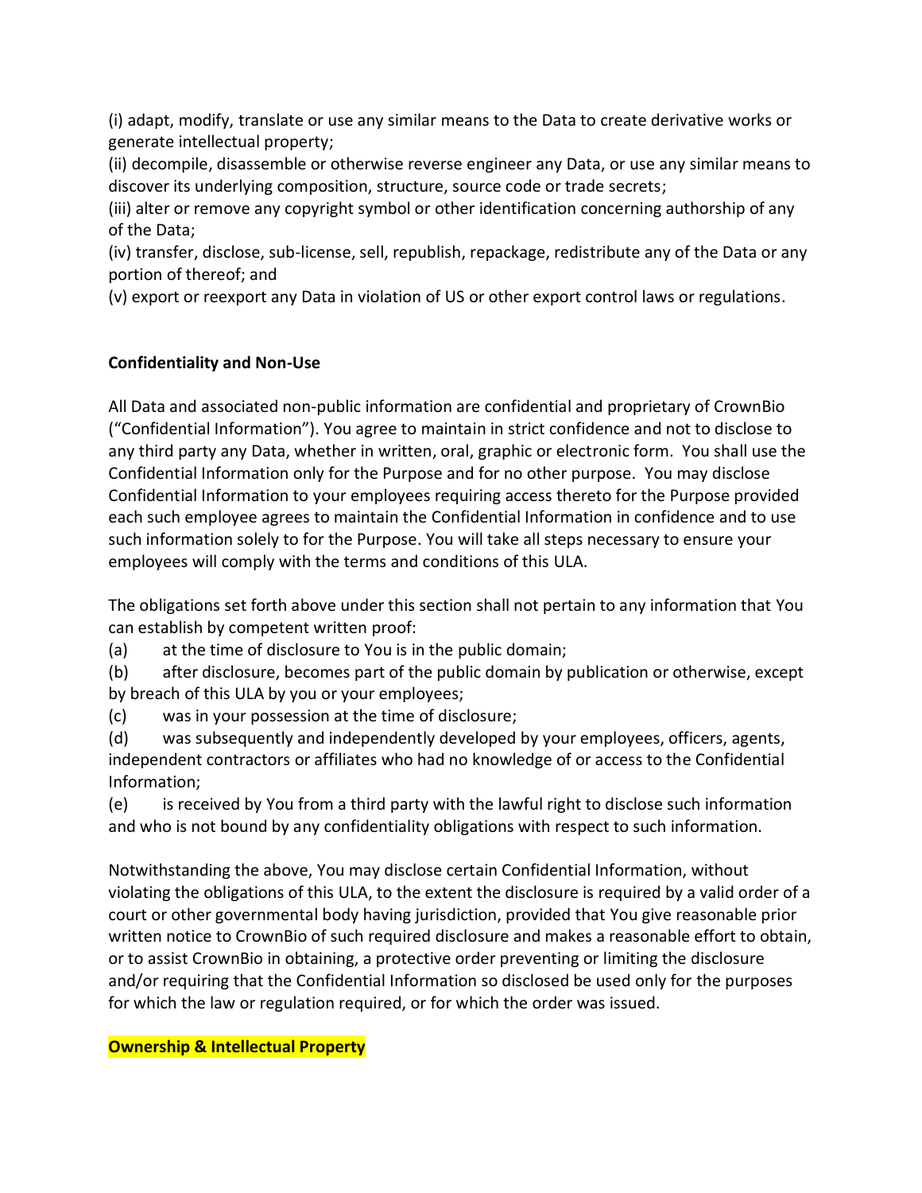(i) adapt, modify, translate or use any similar means to the Data to create derivative works or generate intellectual property;
(ii) decompile, disassemble or otherwise reverse engineer any Data, or use any similar means to discover its underlying composition, structure, source code or trade secrets;
(iii) alter or remove any copyright symbol or other identification concerning authorship of any of the Data;
(iv) transfer, disclose, sub-license, sell, republish, repackage, redistribute any of the Data or any portion of thereof; and
(v) export or reexport any Data in violation of US or other export control laws or regulations.

**Confidentiality and Non-Use**

All Data and associated non-public information are confidential and proprietary of CrownBio ("Confidential Information"). You agree to maintain in strict confidence and not to disclose to any third party any Data, whether in written, oral, graphic or electronic form. You shall use the Confidential Information only for the Purpose and for no other purpose. You may disclose Confidential Information to your employees requiring access thereto for the Purpose provided each such employee agrees to maintain the Confidential Information in confidence and to use such information solely to for the Purpose. You will take all steps necessary to ensure your employees will comply with the terms and conditions of this ULA.

The obligations set forth above under this section shall not pertain to any information that You can establish by competent written proof:
(a) at the time of disclosure to You is in the public domain;
(b) after disclosure, becomes part of the public domain by publication or otherwise, except by breach of this ULA by you or your employees;
(c) was in your possession at the time of disclosure;
(d) was subsequently and independently developed by your employees, officers, agents, independent contractors or affiliates who had no knowledge of or access to the Confidential Information;
(e) is received by You from a third party with the lawful right to disclose such information and who is not bound by any confidentiality obligations with respect to such information.

Notwithstanding the above, You may disclose certain Confidential Information, without violating the obligations of this ULA, to the extent the disclosure is required by a valid order of a court or other governmental body having jurisdiction, provided that You give reasonable prior written notice to CrownBio of such required disclosure and makes a reasonable effort to obtain, or to assist CrownBio in obtaining, a protective order preventing or limiting the disclosure and/or requiring that the Confidential Information so disclosed be used only for the purposes for which the law or regulation required, or for which the order was issued.

**Ownership & Intellectual Property**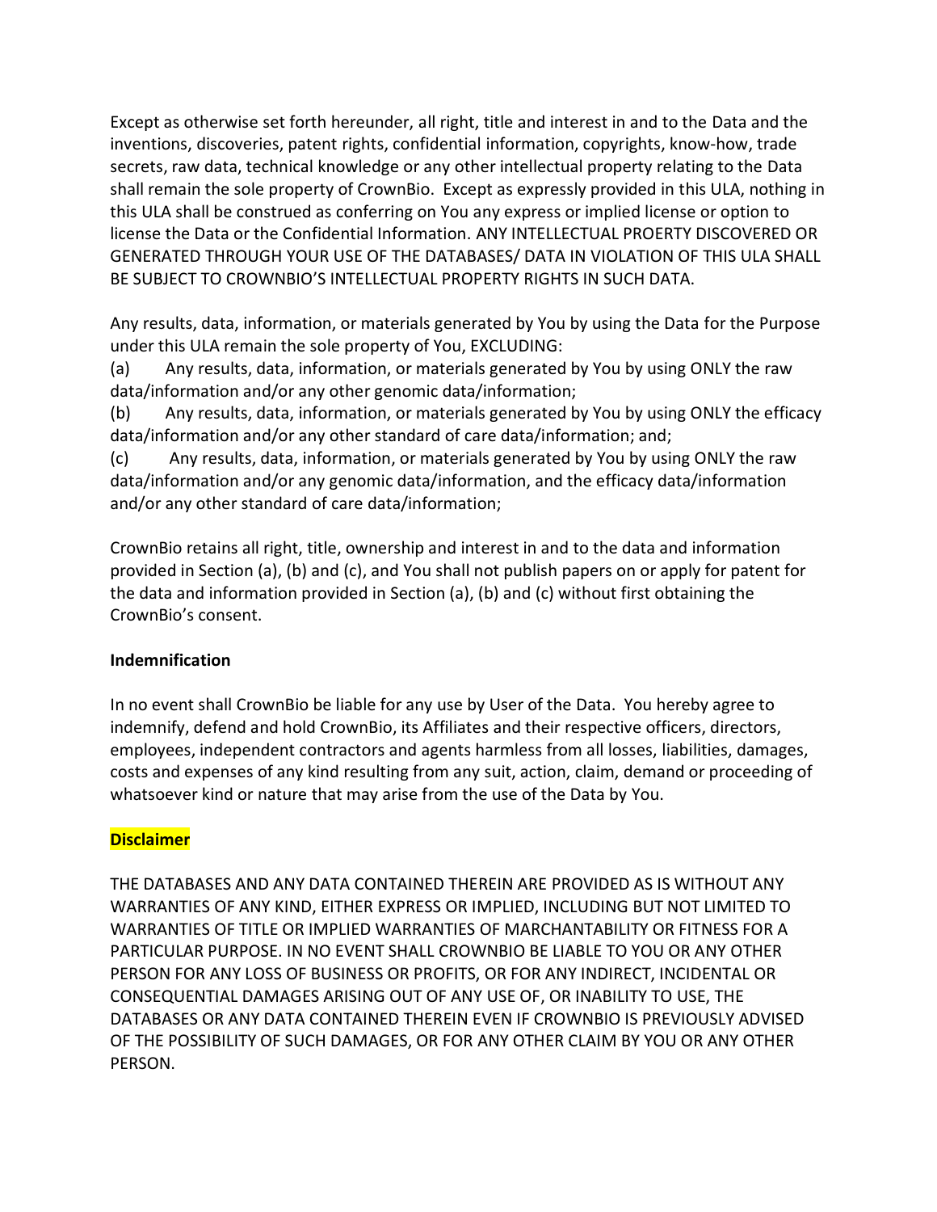Except as otherwise set forth hereunder, all right, title and interest in and to the Data and the inventions, discoveries, patent rights, confidential information, copyrights, know-how, trade secrets, raw data, technical knowledge or any other intellectual property relating to the Data shall remain the sole property of CrownBio. Except as expressly provided in this ULA, nothing in this ULA shall be construed as conferring on You any express or implied license or option to license the Data or the Confidential Information. ANY INTELLECTUAL PROERTY DISCOVERED OR GENERATED THROUGH YOUR USE OF THE DATABASES/ DATA IN VIOLATION OF THIS ULA SHALL BE SUBJECT TO CROWNBIO'S INTELLECTUAL PROPERTY RIGHTS IN SUCH DATA.

Any results, data, information, or materials generated by You by using the Data for the Purpose under this ULA remain the sole property of You, EXCLUDING:

(a) Any results, data, information, or materials generated by You by using ONLY the raw data/information and/or any other genomic data/information;

(b) Any results, data, information, or materials generated by You by using ONLY the efficacy data/information and/or any other standard of care data/information; and;

(c) Any results, data, information, or materials generated by You by using ONLY the raw data/information and/or any genomic data/information, and the efficacy data/information and/or any other standard of care data/information;

CrownBio retains all right, title, ownership and interest in and to the data and information provided in Section (a), (b) and (c), and You shall not publish papers on or apply for patent for the data and information provided in Section (a), (b) and (c) without first obtaining the CrownBio's consent.

**Indemnification**

In no event shall CrownBio be liable for any use by User of the Data. You hereby agree to indemnify, defend and hold CrownBio, its Affiliates and their respective officers, directors, employees, independent contractors and agents harmless from all losses, liabilities, damages, costs and expenses of any kind resulting from any suit, action, claim, demand or proceeding of whatsoever kind or nature that may arise from the use of the Data by You.

**Disclaimer**

THE DATABASES AND ANY DATA CONTAINED THEREIN ARE PROVIDED AS IS WITHOUT ANY WARRANTIES OF ANY KIND, EITHER EXPRESS OR IMPLIED, INCLUDING BUT NOT LIMITED TO WARRANTIES OF TITLE OR IMPLIED WARRANTIES OF MARCHANTABILITY OR FITNESS FOR A PARTICULAR PURPOSE. IN NO EVENT SHALL CROWNBIO BE LIABLE TO YOU OR ANY OTHER PERSON FOR ANY LOSS OF BUSINESS OR PROFITS, OR FOR ANY INDIRECT, INCIDENTAL OR CONSEQUENTIAL DAMAGES ARISING OUT OF ANY USE OF, OR INABILITY TO USE, THE DATABASES OR ANY DATA CONTAINED THEREIN EVEN IF CROWNBIO IS PREVIOUSLY ADVISED OF THE POSSIBILITY OF SUCH DAMAGES, OR FOR ANY OTHER CLAIM BY YOU OR ANY OTHER PERSON.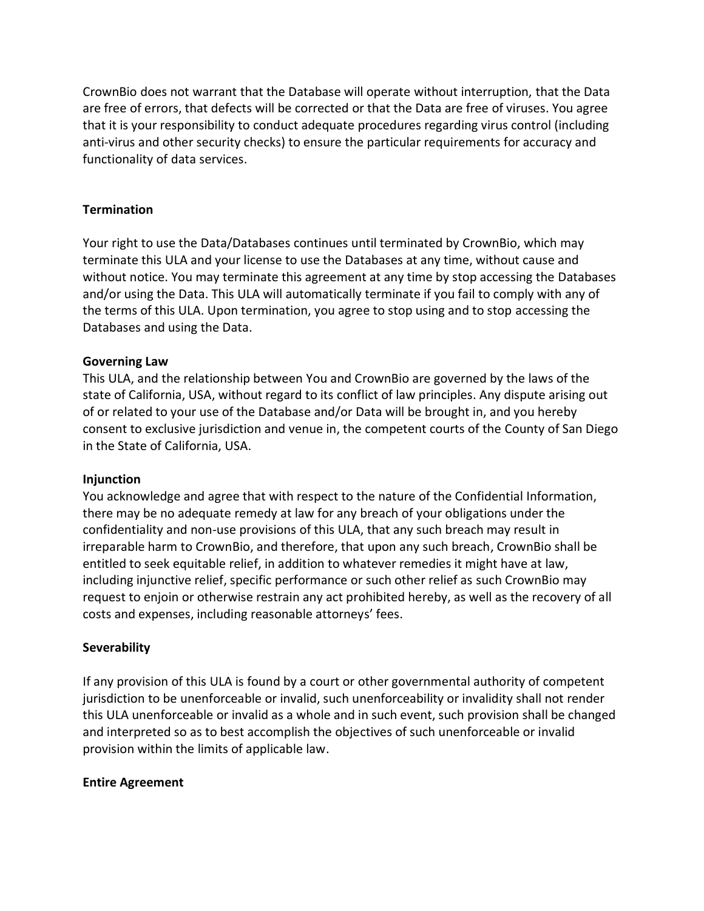CrownBio does not warrant that the Database will operate without interruption, that the Data are free of errors, that defects will be corrected or that the Data are free of viruses. You agree that it is your responsibility to conduct adequate procedures regarding virus control (including anti-virus and other security checks) to ensure the particular requirements for accuracy and functionality of data services.

**Termination**

Your right to use the Data/Databases continues until terminated by CrownBio, which may terminate this ULA and your license to use the Databases at any time, without cause and without notice. You may terminate this agreement at any time by stop accessing the Databases and/or using the Data. This ULA will automatically terminate if you fail to comply with any of the terms of this ULA. Upon termination, you agree to stop using and to stop accessing the Databases and using the Data.

**Governing Law**

This ULA, and the relationship between You and CrownBio are governed by the laws of the state of California, USA, without regard to its conflict of law principles. Any dispute arising out of or related to your use of the Database and/or Data will be brought in, and you hereby consent to exclusive jurisdiction and venue in, the competent courts of the County of San Diego in the State of California, USA.

**Injunction**

You acknowledge and agree that with respect to the nature of the Confidential Information, there may be no adequate remedy at law for any breach of your obligations under the confidentiality and non-use provisions of this ULA, that any such breach may result in irreparable harm to CrownBio, and therefore, that upon any such breach, CrownBio shall be entitled to seek equitable relief, in addition to whatever remedies it might have at law, including injunctive relief, specific performance or such other relief as such CrownBio may request to enjoin or otherwise restrain any act prohibited hereby, as well as the recovery of all costs and expenses, including reasonable attorneys' fees.

**Severability**

If any provision of this ULA is found by a court or other governmental authority of competent jurisdiction to be unenforceable or invalid, such unenforceability or invalidity shall not render this ULA unenforceable or invalid as a whole and in such event, such provision shall be changed and interpreted so as to best accomplish the objectives of such unenforceable or invalid provision within the limits of applicable law.

**Entire Agreement**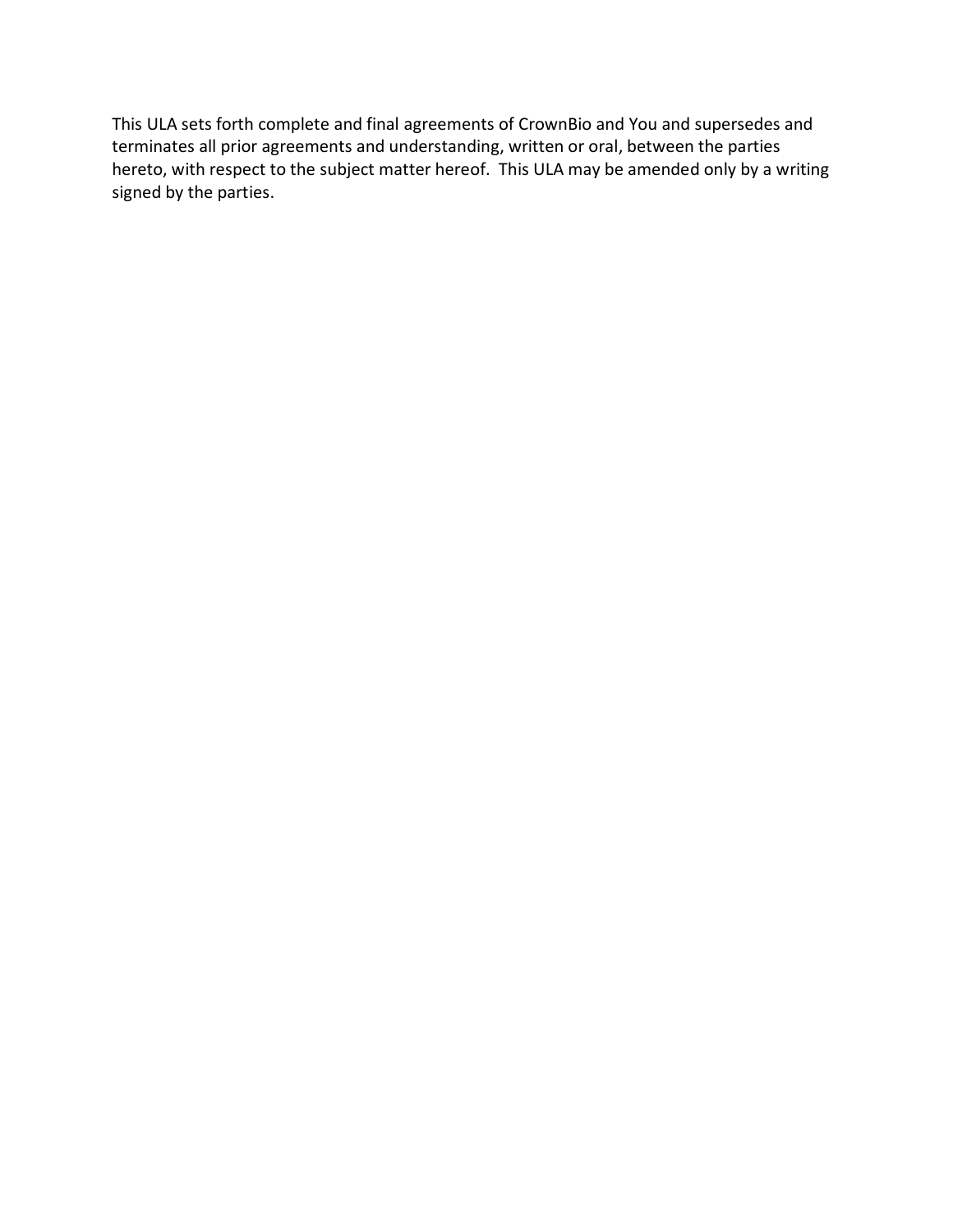This ULA sets forth complete and final agreements of CrownBio and You and supersedes and terminates all prior agreements and understanding, written or oral, between the parties hereto, with respect to the subject matter hereof. This ULA may be amended only by a writing signed by the parties.